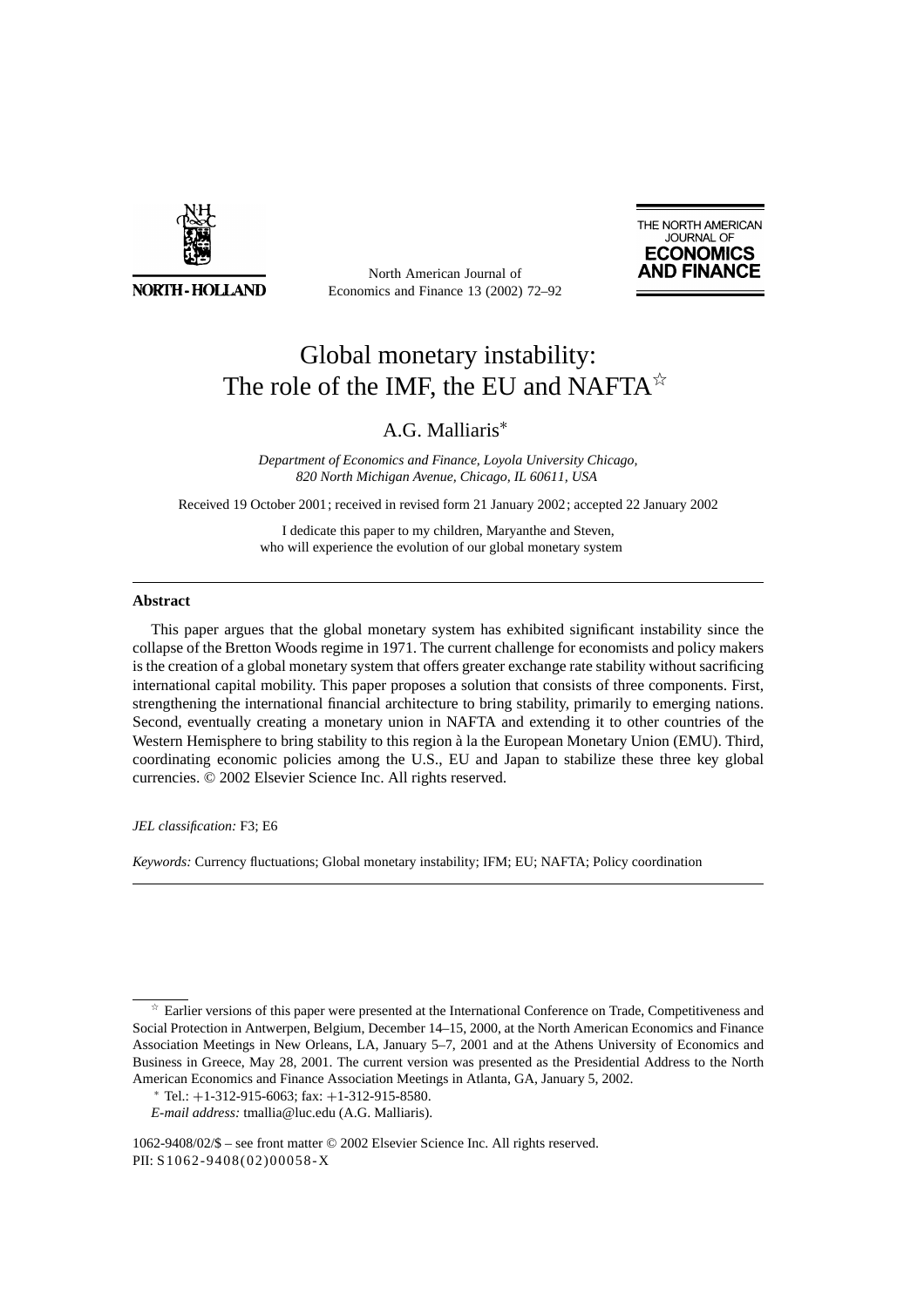# Global monetary instability: The role of the IMF, the EU and NAFTA[☆]

A.G. Malliaris[*]

*Department of Economics and Finance, Loyola University Chicago, 820 North Michigan Avenue, Chicago, IL 60611, USA*

Received 19 October 2001; received in revised form 21 January 2002; accepted 22 January 2002

I dedicate this paper to my children, Maryanthe and Steven, who will experience the evolution of our global monetary system

---

**Abstract**

This paper argues that the global monetary system has exhibited significant instability since the collapse of the Bretton Woods regime in 1971. The current challenge for economists and policy makers is the creation of a global monetary system that offers greater exchange rate stability without sacrificing international capital mobility. This paper proposes a solution that consists of three components. First, strengthening the international financial architecture to bring stability, primarily to emerging nations. Second, eventually creating a monetary union in NAFTA and extending it to other countries of the Western Hemisphere to bring stability to this region à la the European Monetary Union (EMU). Third, coordinating economic policies among the U.S., EU and Japan to stabilize these three key global currencies. © 2002 Elsevier Science Inc. All rights reserved.

*JEL classification:* F3; E6

*Keywords:* Currency fluctuations; Global monetary instability; IFM; EU; NAFTA; Policy coordination

---

[☆] Earlier versions of this paper were presented at the International Conference on Trade, Competitiveness and Social Protection in Antwerpen, Belgium, December 14–15, 2000, at the North American Economics and Finance Association Meetings in New Orleans, LA, January 5–7, 2001 and at the Athens University of Economics and Business in Greece, May 28, 2001. The current version was presented as the Presidential Address to the North American Economics and Finance Association Meetings in Atlanta, GA, January 5, 2002.

[*] Tel.: +1-312-915-6063; fax: +1-312-915-8580.

*E-mail address:* tmallia@luc.edu (A.G. Malliaris).

1062-9408/02/$ – see front matter © 2002 Elsevier Science Inc. All rights reserved.
PII: S1062-9408(02)00058-X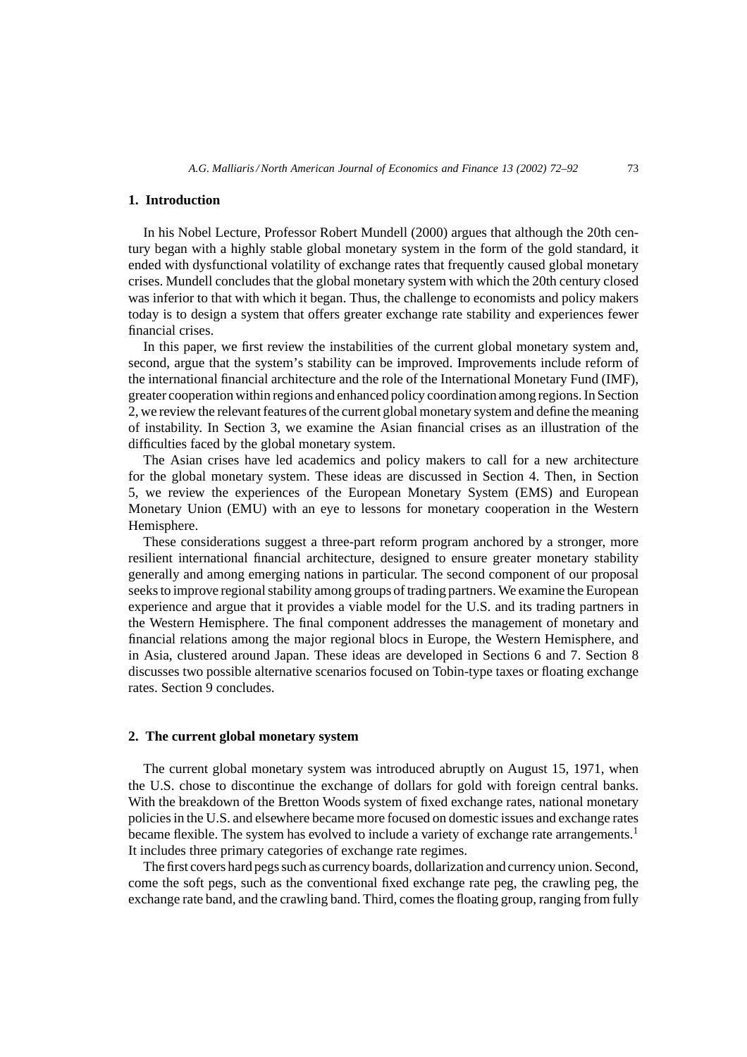## 1. Introduction

In his Nobel Lecture, Professor Robert Mundell (2000) argues that although the 20th century began with a highly stable global monetary system in the form of the gold standard, it ended with dysfunctional volatility of exchange rates that frequently caused global monetary crises. Mundell concludes that the global monetary system with which the 20th century closed was inferior to that with which it began. Thus, the challenge to economists and policy makers today is to design a system that offers greater exchange rate stability and experiences fewer financial crises.

In this paper, we first review the instabilities of the current global monetary system and, second, argue that the system's stability can be improved. Improvements include reform of the international financial architecture and the role of the International Monetary Fund (IMF), greater cooperation within regions and enhanced policy coordination among regions. In Section 2, we review the relevant features of the current global monetary system and define the meaning of instability. In Section 3, we examine the Asian financial crises as an illustration of the difficulties faced by the global monetary system.

The Asian crises have led academics and policy makers to call for a new architecture for the global monetary system. These ideas are discussed in Section 4. Then, in Section 5, we review the experiences of the European Monetary System (EMS) and European Monetary Union (EMU) with an eye to lessons for monetary cooperation in the Western Hemisphere.

These considerations suggest a three-part reform program anchored by a stronger, more resilient international financial architecture, designed to ensure greater monetary stability generally and among emerging nations in particular. The second component of our proposal seeks to improve regional stability among groups of trading partners. We examine the European experience and argue that it provides a viable model for the U.S. and its trading partners in the Western Hemisphere. The final component addresses the management of monetary and financial relations among the major regional blocs in Europe, the Western Hemisphere, and in Asia, clustered around Japan. These ideas are developed in Sections 6 and 7. Section 8 discusses two possible alternative scenarios focused on Tobin-type taxes or floating exchange rates. Section 9 concludes.

## 2. The current global monetary system

The current global monetary system was introduced abruptly on August 15, 1971, when the U.S. chose to discontinue the exchange of dollars for gold with foreign central banks. With the breakdown of the Bretton Woods system of fixed exchange rates, national monetary policies in the U.S. and elsewhere became more focused on domestic issues and exchange rates became flexible. The system has evolved to include a variety of exchange rate arrangements.[1] It includes three primary categories of exchange rate regimes.

The first covers hard pegs such as currency boards, dollarization and currency union. Second, come the soft pegs, such as the conventional fixed exchange rate peg, the crawling peg, the exchange rate band, and the crawling band. Third, comes the floating group, ranging from fully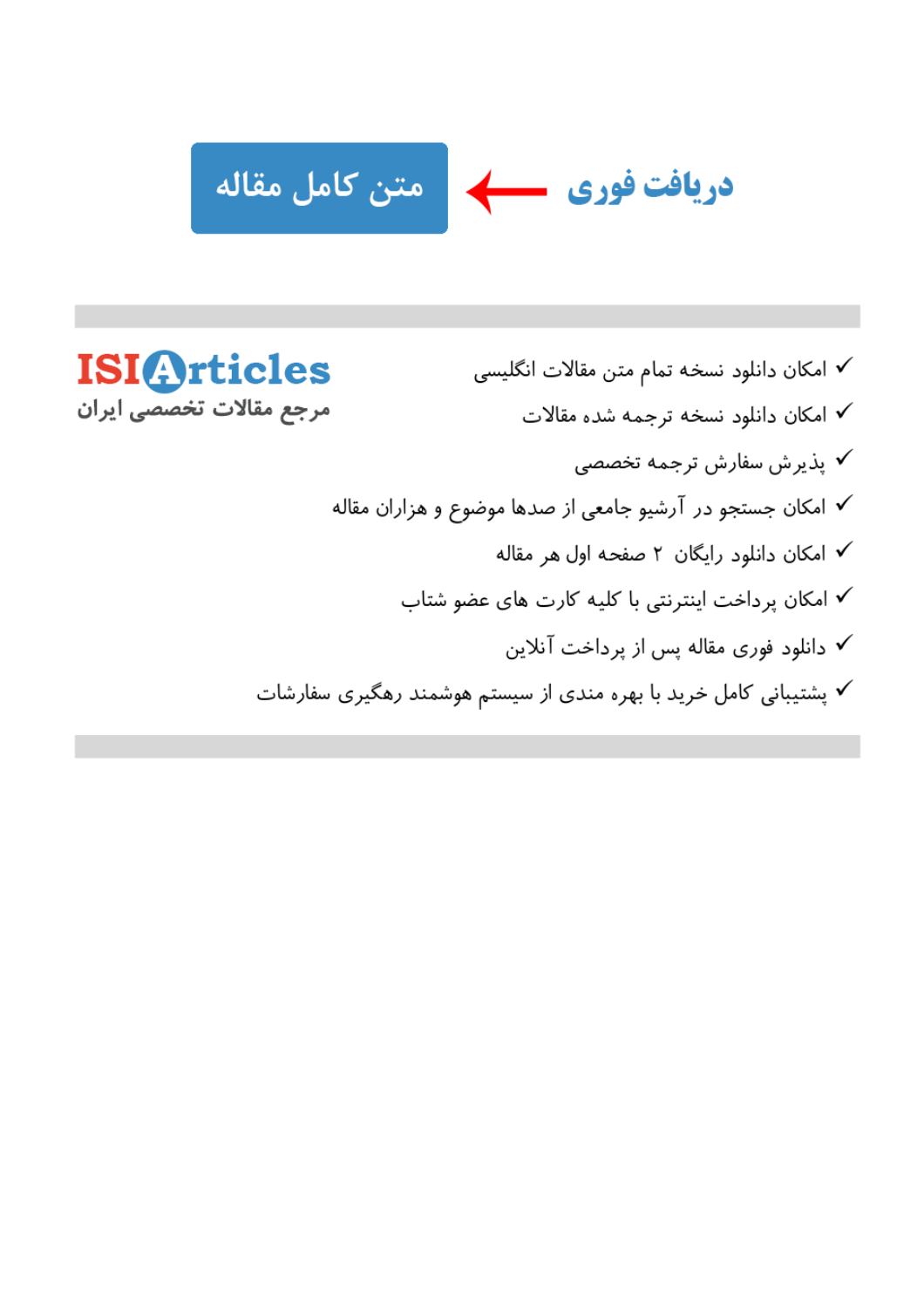دریافت فوری ← **متن کامل مقاله**

**ISIArticles**

مرجع مقالات تخصصی ایران

- ✓ امکان دانلود نسخه تمام متن مقالات انگلیسی
- ✓ امکان دانلود نسخه ترجمه شده مقالات
- ✓ پذیرش سفارش ترجمه تخصصی
- ✓ امکان جستجو در آرشیو جامعی از صدها موضوع و هزاران مقاله
- ✓ امکان دانلود رایگان ۲ صفحه اول هر مقاله
- ✓ امکان پرداخت اینترنتی با کلیه کارت های عضو شتاب
- ✓ دانلود فوری مقاله پس از پرداخت آنلاین
- ✓ پشتیبانی کامل خرید با بهره مندی از سیستم هوشمند رهگیری سفارشات